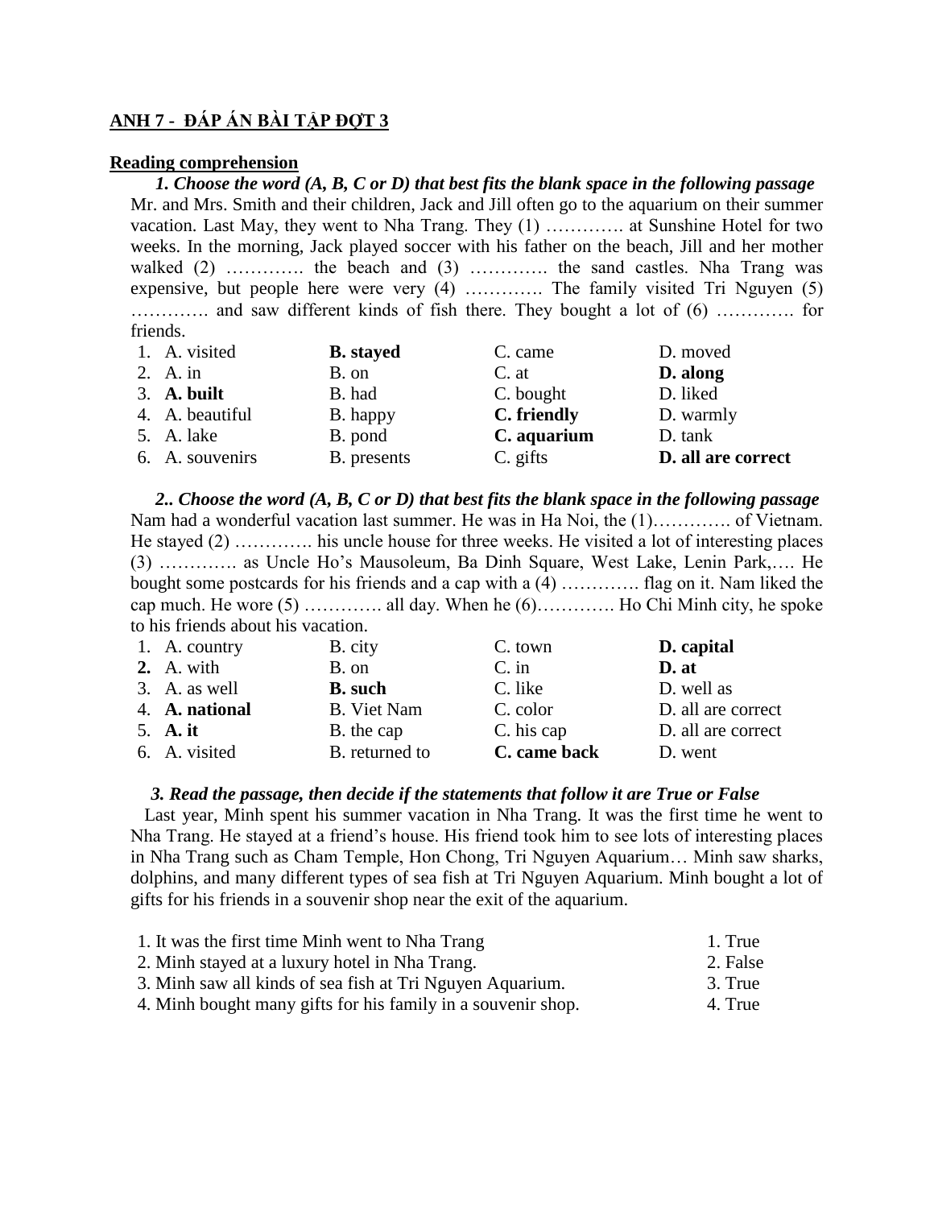**ANH 7 - ĐÁP ÁN BÀI TẬP ĐỢT 3**

**Reading comprehension**

***1. Choose the word (A, B, C or D) that best fits the blank space in the following passage***

Mr. and Mrs. Smith and their children, Jack and Jill often go to the aquarium on their summer vacation. Last May, they went to Nha Trang. They (1) …………. at Sunshine Hotel for two weeks. In the morning, Jack played soccer with his father on the beach, Jill and her mother walked (2) …………. the beach and (3) …………. the sand castles. Nha Trang was expensive, but people here were very (4) …………. The family visited Tri Nguyen (5) …………. and saw different kinds of fish there. They bought a lot of (6) …………. for friends.

| | | | |
|---|---|---|---|
| 1. A. visited | **B. stayed** | C. came | D. moved |
| 2. A. in | B. on | C. at | **D. along** |
| 3. **A. built** | B. had | C. bought | D. liked |
| 4. A. beautiful | B. happy | **C. friendly** | D. warmly |
| 5. A. lake | B. pond | **C. aquarium** | D. tank |
| 6. A. souvenirs | B. presents | C. gifts | **D. all are correct** |

***2.. Choose the word (A, B, C or D) that best fits the blank space in the following passage***

Nam had a wonderful vacation last summer. He was in Ha Noi, the (1)…………. of Vietnam. He stayed (2) …………. his uncle house for three weeks. He visited a lot of interesting places (3) …………. as Uncle Ho's Mausoleum, Ba Dinh Square, West Lake, Lenin Park,…. He bought some postcards for his friends and a cap with a (4) …………. flag on it. Nam liked the cap much. He wore (5) …………. all day. When he (6)…………. Ho Chi Minh city, he spoke to his friends about his vacation.

| | | | |
|---|---|---|---|
| 1. A. country | B. city | C. town | **D. capital** |
| **2.** A. with | B. on | C. in | **D. at** |
| 3. A. as well | **B. such** | C. like | D. well as |
| 4. **A. national** | B. Viet Nam | C. color | D. all are correct |
| 5. **A. it** | B. the cap | C. his cap | D. all are correct |
| 6. A. visited | B. returned to | **C. came back** | D. went |

***3. Read the passage, then decide if the statements that follow it are True or False***

Last year, Minh spent his summer vacation in Nha Trang. It was the first time he went to Nha Trang. He stayed at a friend's house. His friend took him to see lots of interesting places in Nha Trang such as Cham Temple, Hon Chong, Tri Nguyen Aquarium… Minh saw sharks, dolphins, and many different types of sea fish at Tri Nguyen Aquarium. Minh bought a lot of gifts for his friends in a souvenir shop near the exit of the aquarium.

| | |
|---|---|
| 1. It was the first time Minh went to Nha Trang | 1. True |
| 2. Minh stayed at a luxury hotel in Nha Trang. | 2. False |
| 3. Minh saw all kinds of sea fish at Tri Nguyen Aquarium. | 3. True |
| 4. Minh bought many gifts for his family in a souvenir shop. | 4. True |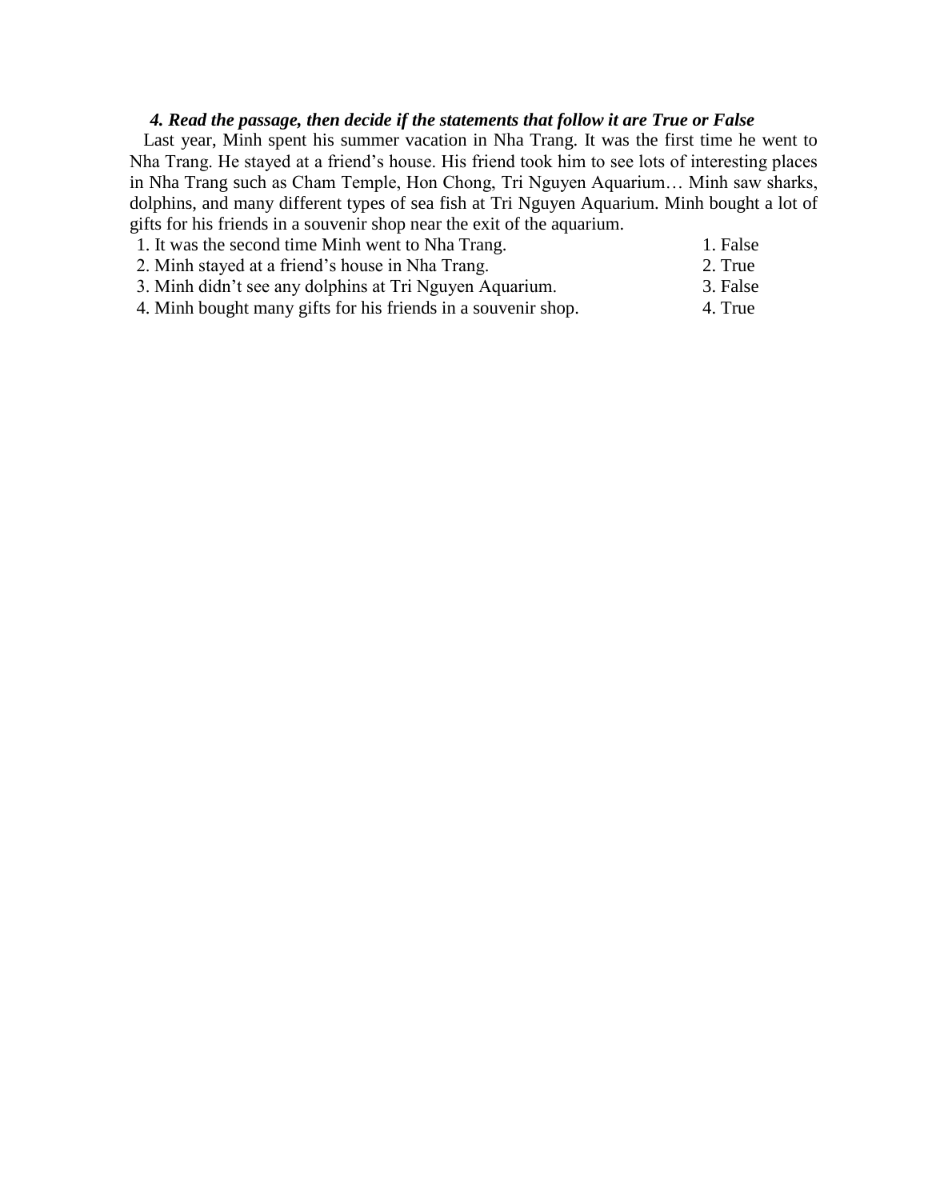***4. Read the passage, then decide if the statements that follow it are True or False***

Last year, Minh spent his summer vacation in Nha Trang. It was the first time he went to Nha Trang. He stayed at a friend's house. His friend took him to see lots of interesting places in Nha Trang such as Cham Temple, Hon Chong, Tri Nguyen Aquarium… Minh saw sharks, dolphins, and many different types of sea fish at Tri Nguyen Aquarium. Minh bought a lot of gifts for his friends in a souvenir shop near the exit of the aquarium.

| | |
|---|---|
| 1. It was the second time Minh went to Nha Trang. | 1. False |
| 2. Minh stayed at a friend's house in Nha Trang. | 2. True |
| 3. Minh didn't see any dolphins at Tri Nguyen Aquarium. | 3. False |
| 4. Minh bought many gifts for his friends in a souvenir shop. | 4. True |